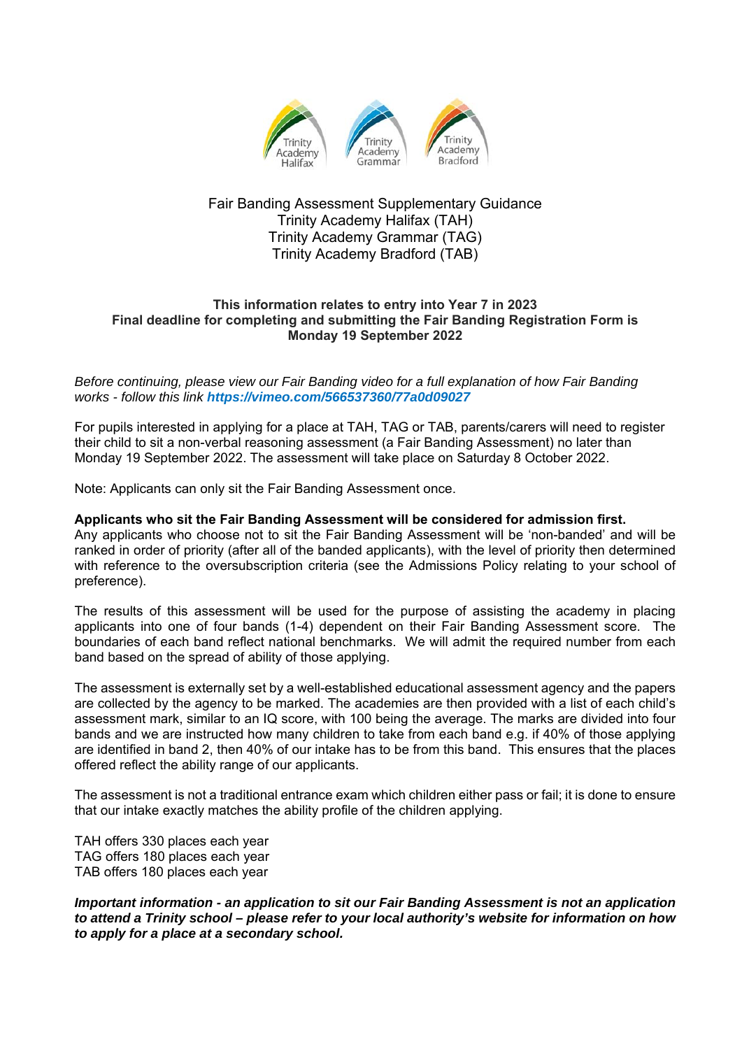Trinity Academy Halifax Trinity Academy Grammar Trinity Academy Bradford

# Fair Banding Assessment Supplementary Guidance
## Trinity Academy Halifax (TAH)
## Trinity Academy Grammar (TAG)
## Trinity Academy Bradford (TAB)

**This information relates to entry into Year 7 in 2023**
**Final deadline for completing and submitting the Fair Banding Registration Form is Monday 19 September 2022**

*Before continuing, please view our Fair Banding video for a full explanation of how Fair Banding works - follow this link* ***https://vimeo.com/566537360/77a0d09027***

For pupils interested in applying for a place at TAH, TAG or TAB, parents/carers will need to register their child to sit a non-verbal reasoning assessment (a Fair Banding Assessment) no later than Monday 19 September 2022. The assessment will take place on Saturday 8 October 2022.

Note: Applicants can only sit the Fair Banding Assessment once.

**Applicants who sit the Fair Banding Assessment will be considered for admission first.**
Any applicants who choose not to sit the Fair Banding Assessment will be 'non-banded' and will be ranked in order of priority (after all of the banded applicants), with the level of priority then determined with reference to the oversubscription criteria (see the Admissions Policy relating to your school of preference).

The results of this assessment will be used for the purpose of assisting the academy in placing applicants into one of four bands (1-4) dependent on their Fair Banding Assessment score. The boundaries of each band reflect national benchmarks. We will admit the required number from each band based on the spread of ability of those applying.

The assessment is externally set by a well-established educational assessment agency and the papers are collected by the agency to be marked. The academies are then provided with a list of each child's assessment mark, similar to an IQ score, with 100 being the average. The marks are divided into four bands and we are instructed how many children to take from each band e.g. if 40% of those applying are identified in band 2, then 40% of our intake has to be from this band. This ensures that the places offered reflect the ability range of our applicants.

The assessment is not a traditional entrance exam which children either pass or fail; it is done to ensure that our intake exactly matches the ability profile of the children applying.

TAH offers 330 places each year
TAG offers 180 places each year
TAB offers 180 places each year

***Important information - an application to sit our Fair Banding Assessment is not an application to attend a Trinity school – please refer to your local authority's website for information on how to apply for a place at a secondary school.***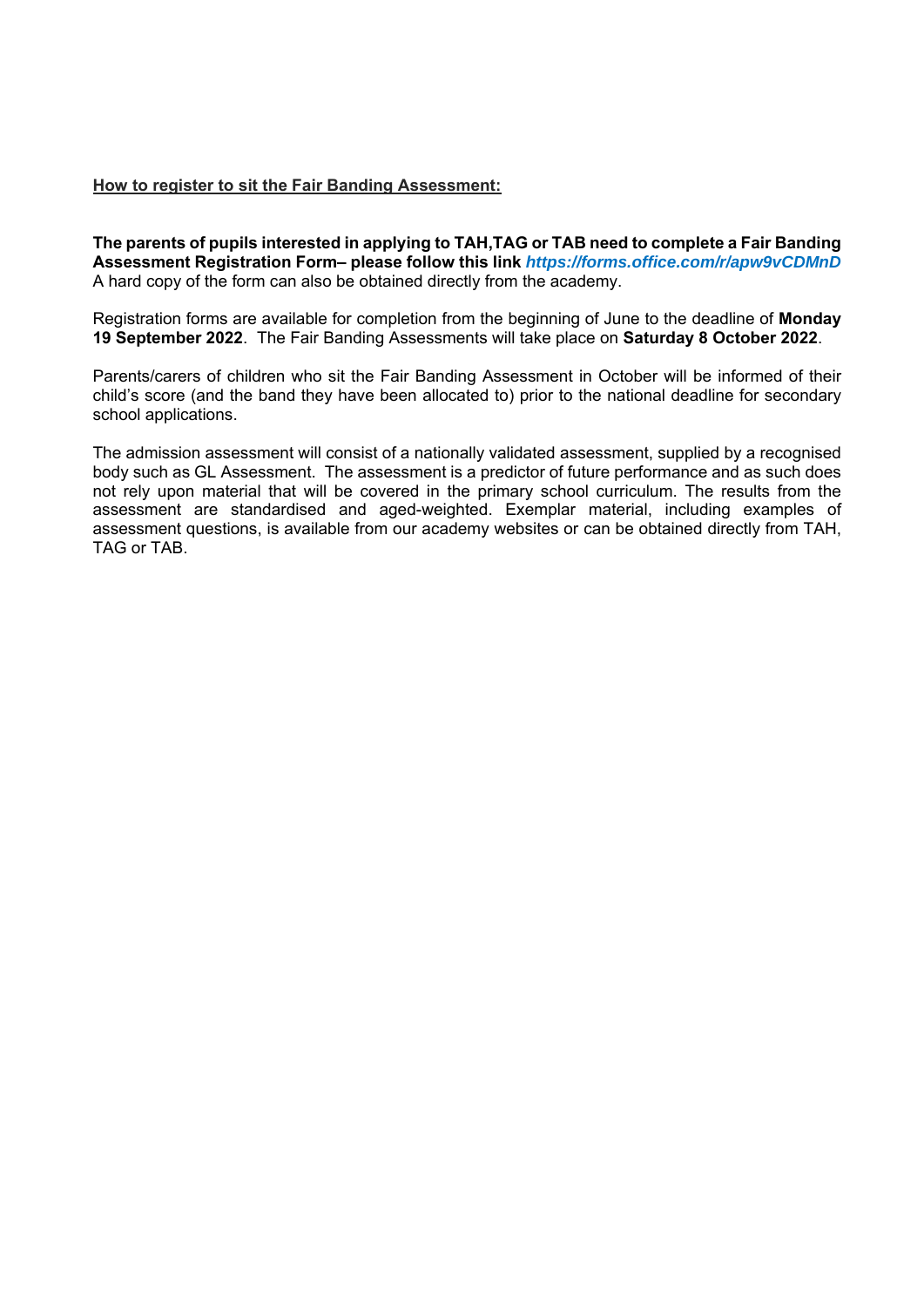**How to register to sit the Fair Banding Assessment:**

**The parents of pupils interested in applying to TAH,TAG or TAB need to complete a Fair Banding Assessment Registration Form– please follow this link** ***https://forms.office.com/r/apw9vCDMnD***
A hard copy of the form can also be obtained directly from the academy.

Registration forms are available for completion from the beginning of June to the deadline of **Monday 19 September 2022**. The Fair Banding Assessments will take place on **Saturday 8 October 2022**.

Parents/carers of children who sit the Fair Banding Assessment in October will be informed of their child's score (and the band they have been allocated to) prior to the national deadline for secondary school applications.

The admission assessment will consist of a nationally validated assessment, supplied by a recognised body such as GL Assessment. The assessment is a predictor of future performance and as such does not rely upon material that will be covered in the primary school curriculum. The results from the assessment are standardised and aged-weighted. Exemplar material, including examples of assessment questions, is available from our academy websites or can be obtained directly from TAH, TAG or TAB.